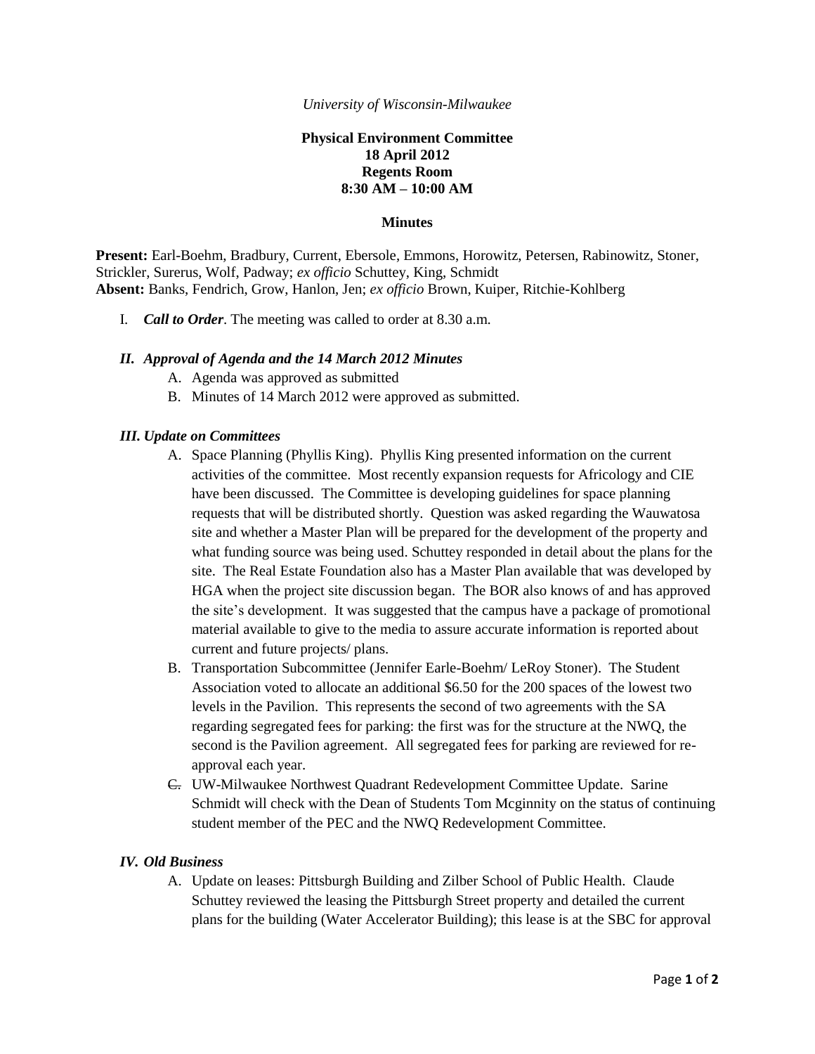*University of Wisconsin-Milwaukee*

**Physical Environment Committee**
**18 April 2012**
**Regents Room**
**8:30 AM – 10:00 AM**

**Minutes**

**Present:** Earl-Boehm, Bradbury, Current, Ebersole, Emmons, Horowitz, Petersen, Rabinowitz, Stoner, Strickler, Surerus, Wolf, Padway; *ex officio* Schuttey, King, Schmidt
**Absent:** Banks, Fendrich, Grow, Hanlon, Jen; *ex officio* Brown, Kuiper, Ritchie-Kohlberg

I. ***Call to Order***. The meeting was called to order at 8.30 a.m.

### *II. Approval of Agenda and the 14 March 2012 Minutes*

A. Agenda was approved as submitted
B. Minutes of 14 March 2012 were approved as submitted.

### *III. Update on Committees*

A. Space Planning (Phyllis King). Phyllis King presented information on the current activities of the committee. Most recently expansion requests for Africology and CIE have been discussed. The Committee is developing guidelines for space planning requests that will be distributed shortly. Question was asked regarding the Wauwatosa site and whether a Master Plan will be prepared for the development of the property and what funding source was being used. Schuttey responded in detail about the plans for the site. The Real Estate Foundation also has a Master Plan available that was developed by HGA when the project site discussion began. The BOR also knows of and has approved the site's development. It was suggested that the campus have a package of promotional material available to give to the media to assure accurate information is reported about current and future projects/ plans.

B. Transportation Subcommittee (Jennifer Earle-Boehm/ LeRoy Stoner). The Student Association voted to allocate an additional $6.50 for the 200 spaces of the lowest two levels in the Pavilion. This represents the second of two agreements with the SA regarding segregated fees for parking: the first was for the structure at the NWQ, the second is the Pavilion agreement. All segregated fees for parking are reviewed for re-approval each year.

C. UW-Milwaukee Northwest Quadrant Redevelopment Committee Update. Sarine Schmidt will check with the Dean of Students Tom Mcginnity on the status of continuing student member of the PEC and the NWQ Redevelopment Committee.

### *IV. Old Business*

A. Update on leases: Pittsburgh Building and Zilber School of Public Health. Claude Schuttey reviewed the leasing the Pittsburgh Street property and detailed the current plans for the building (Water Accelerator Building); this lease is at the SBC for approval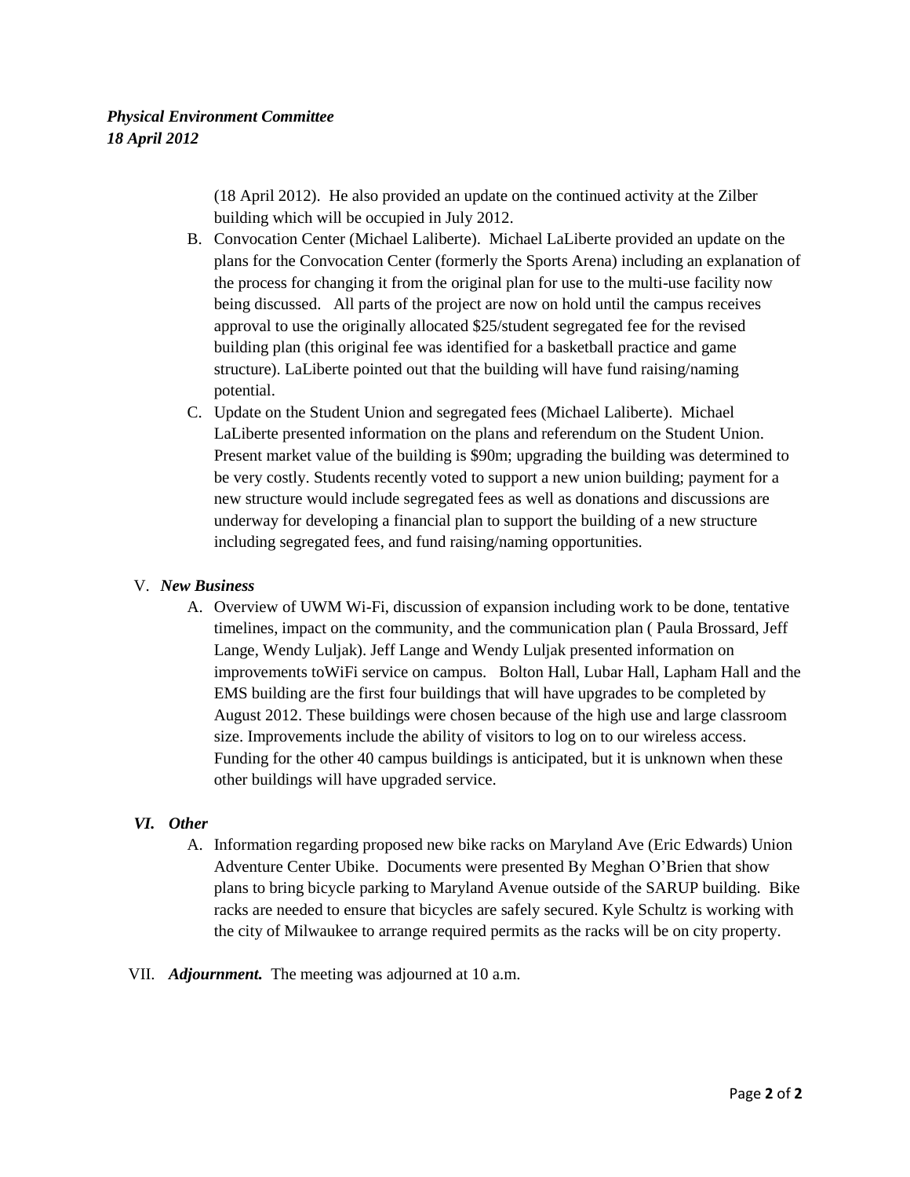(18 April 2012). He also provided an update on the continued activity at the Zilber building which will be occupied in July 2012.

B. Convocation Center (Michael Laliberte). Michael LaLiberte provided an update on the plans for the Convocation Center (formerly the Sports Arena) including an explanation of the process for changing it from the original plan for use to the multi-use facility now being discussed. All parts of the project are now on hold until the campus receives approval to use the originally allocated $25/student segregated fee for the revised building plan (this original fee was identified for a basketball practice and game structure). LaLiberte pointed out that the building will have fund raising/naming potential.

C. Update on the Student Union and segregated fees (Michael Laliberte). Michael LaLiberte presented information on the plans and referendum on the Student Union. Present market value of the building is $90m; upgrading the building was determined to be very costly. Students recently voted to support a new union building; payment for a new structure would include segregated fees as well as donations and discussions are underway for developing a financial plan to support the building of a new structure including segregated fees, and fund raising/naming opportunities.

V. ***New Business***

A. Overview of UWM Wi-Fi, discussion of expansion including work to be done, tentative timelines, impact on the community, and the communication plan ( Paula Brossard, Jeff Lange, Wendy Luljak). Jeff Lange and Wendy Luljak presented information on improvements toWiFi service on campus. Bolton Hall, Lubar Hall, Lapham Hall and the EMS building are the first four buildings that will have upgrades to be completed by August 2012. These buildings were chosen because of the high use and large classroom size. Improvements include the ability of visitors to log on to our wireless access. Funding for the other 40 campus buildings is anticipated, but it is unknown when these other buildings will have upgraded service.

***VI. Other***

A. Information regarding proposed new bike racks on Maryland Ave (Eric Edwards) Union Adventure Center Ubike. Documents were presented By Meghan O'Brien that show plans to bring bicycle parking to Maryland Avenue outside of the SARUP building. Bike racks are needed to ensure that bicycles are safely secured. Kyle Schultz is working with the city of Milwaukee to arrange required permits as the racks will be on city property.

VII. ***Adjournment.*** The meeting was adjourned at 10 a.m.